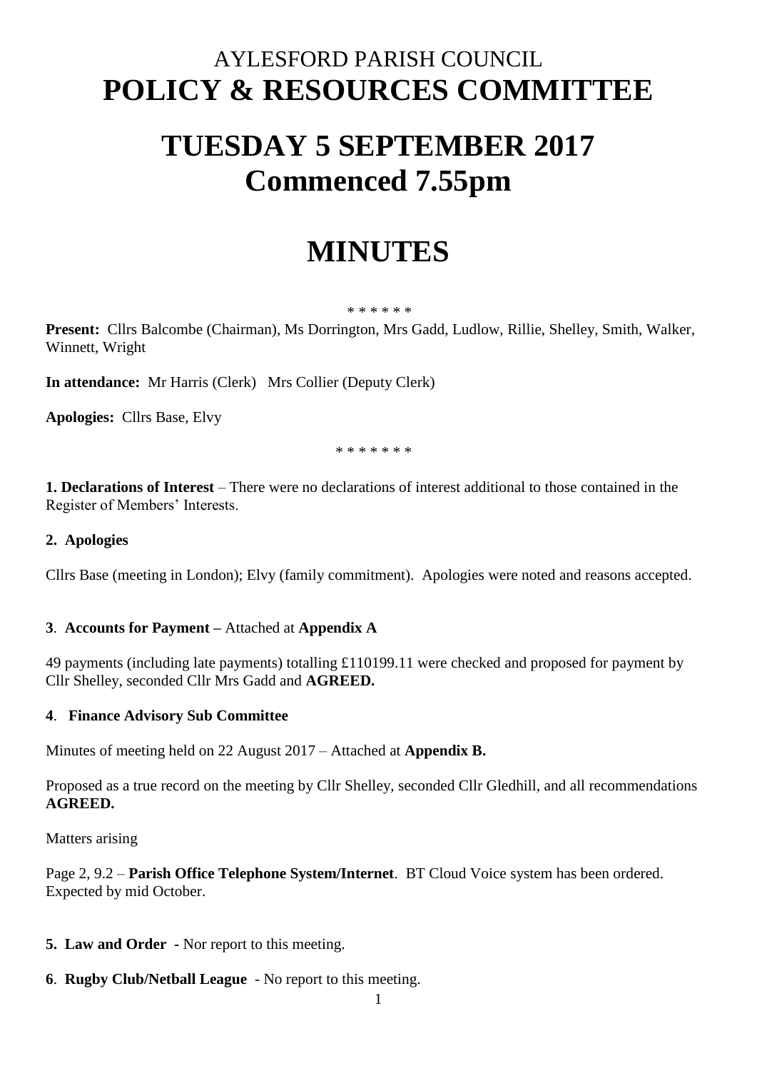# AYLESFORD PARISH COUNCIL
# POLICY & RESOURCES COMMITTEE

# TUESDAY 5 SEPTEMBER 2017
# Commenced 7.55pm

# MINUTES

\* \* \* \* \* \*

**Present:** Cllrs Balcombe (Chairman), Ms Dorrington, Mrs Gadd, Ludlow, Rillie, Shelley, Smith, Walker, Winnett, Wright

**In attendance:** Mr Harris (Clerk) Mrs Collier (Deputy Clerk)

**Apologies:** Cllrs Base, Elvy

\* \* \* \* \* \* \*

**1. Declarations of Interest** – There were no declarations of interest additional to those contained in the Register of Members' Interests.

**2. Apologies**

Cllrs Base (meeting in London); Elvy (family commitment). Apologies were noted and reasons accepted.

**3**. **Accounts for Payment –** Attached at **Appendix A**

49 payments (including late payments) totalling £110199.11 were checked and proposed for payment by Cllr Shelley, seconded Cllr Mrs Gadd and **AGREED.**

**4**. **Finance Advisory Sub Committee**

Minutes of meeting held on 22 August 2017 – Attached at **Appendix B.**

Proposed as a true record on the meeting by Cllr Shelley, seconded Cllr Gledhill, and all recommendations **AGREED.**

Matters arising

Page 2, 9.2 – **Parish Office Telephone System/Internet**. BT Cloud Voice system has been ordered. Expected by mid October.

**5. Law and Order** - Nor report to this meeting.

**6**. **Rugby Club/Netball League** - No report to this meeting.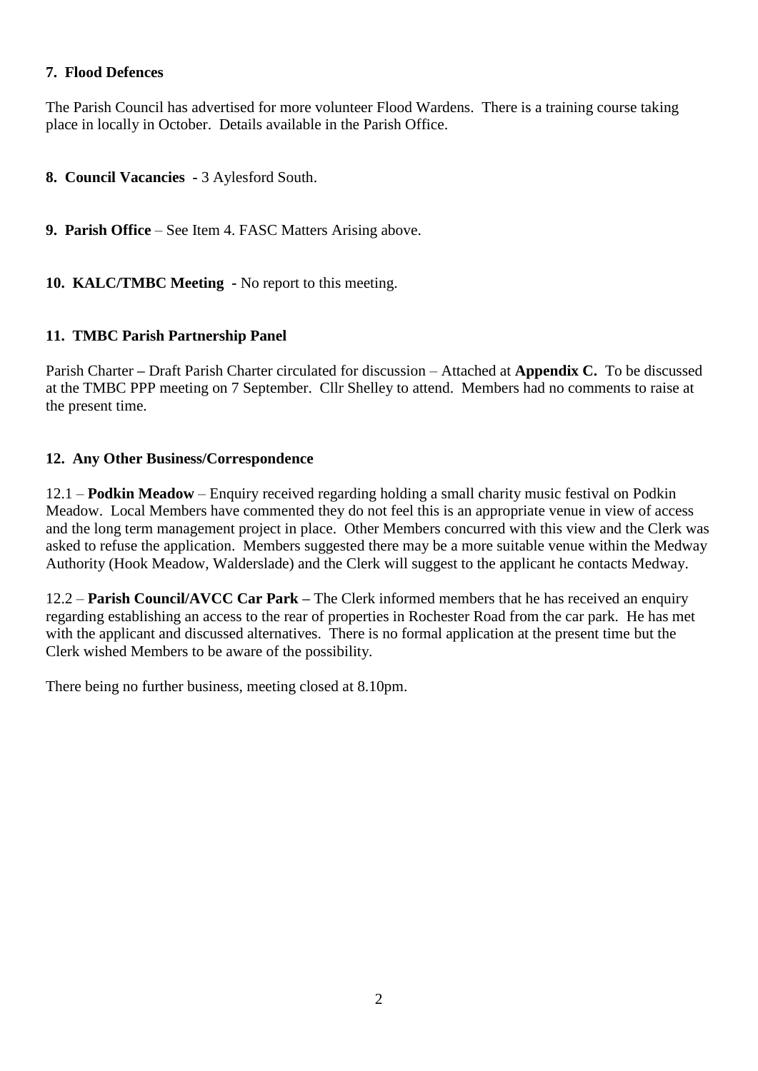**7. Flood Defences**

The Parish Council has advertised for more volunteer Flood Wardens. There is a training course taking place in locally in October. Details available in the Parish Office.

**8. Council Vacancies -** 3 Aylesford South.

**9. Parish Office** – See Item 4. FASC Matters Arising above.

**10. KALC/TMBC Meeting -** No report to this meeting.

**11. TMBC Parish Partnership Panel**

Parish Charter **–** Draft Parish Charter circulated for discussion – Attached at **Appendix C.** To be discussed at the TMBC PPP meeting on 7 September. Cllr Shelley to attend. Members had no comments to raise at the present time.

**12. Any Other Business/Correspondence**

12.1 – **Podkin Meadow** – Enquiry received regarding holding a small charity music festival on Podkin Meadow. Local Members have commented they do not feel this is an appropriate venue in view of access and the long term management project in place. Other Members concurred with this view and the Clerk was asked to refuse the application. Members suggested there may be a more suitable venue within the Medway Authority (Hook Meadow, Walderslade) and the Clerk will suggest to the applicant he contacts Medway.

12.2 – **Parish Council/AVCC Car Park –** The Clerk informed members that he has received an enquiry regarding establishing an access to the rear of properties in Rochester Road from the car park. He has met with the applicant and discussed alternatives. There is no formal application at the present time but the Clerk wished Members to be aware of the possibility.

There being no further business, meeting closed at 8.10pm.